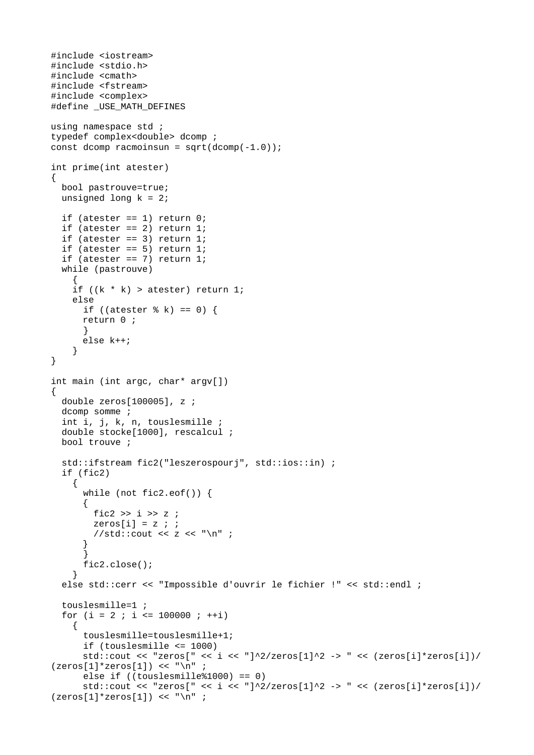```
#include <iostream>
#include <stdio.h>
#include <cmath>
#include <fstream>
#include <complex>
#define _USE_MATH_DEFINES

using namespace std ;
typedef complex<double> dcomp ;
const dcomp racmoinsun = sqrt(dcomp(-1.0));

int prime(int atester)
{
  bool pastrouve=true;
  unsigned long k = 2;

  if (atester == 1) return 0;
  if (atester == 2) return 1;
  if (atester == 3) return 1;
  if (atester == 5) return 1;
  if (atester == 7) return 1;
  while (pastrouve)
    {
    if ((k * k) > atester) return 1;
    else
      if ((atester % k) == 0) {
      return 0 ;
      }
      else k++;
    }
}

int main (int argc, char* argv[])
{
  double zeros[100005], z ;
  dcomp somme ;
  int i, j, k, n, touslesmille ;
  double stocke[1000], rescalcul ;
  bool trouve ;

  std::ifstream fic2("leszerospourj", std::ios::in) ;
  if (fic2)
    {
      while (not fic2.eof()) {
      {
        fic2 >> i >> z ;
        zeros[i] = z ; ;
        //std::cout << z << "\n" ;
      }
      }
      fic2.close();
    }
  else std::cerr << "Impossible d'ouvrir le fichier !" << std::endl ;

  touslesmille=1 ;
  for (i = 2 ; i <= 100000 ; ++i)
    {
      touslesmille=touslesmille+1;
      if (touslesmille <= 1000)
      std::cout << "zeros[" << i << "]^2/zeros[1]^2 -> " << (zeros[i]*zeros[i])/
(zeros[1]*zeros[1]) << "\n" ;
      else if ((touslesmille%1000) == 0)
      std::cout << "zeros[" << i << "]^2/zeros[1]^2 -> " << (zeros[i]*zeros[i])/
(zeros[1]*zeros[1]) << "\n" ;
```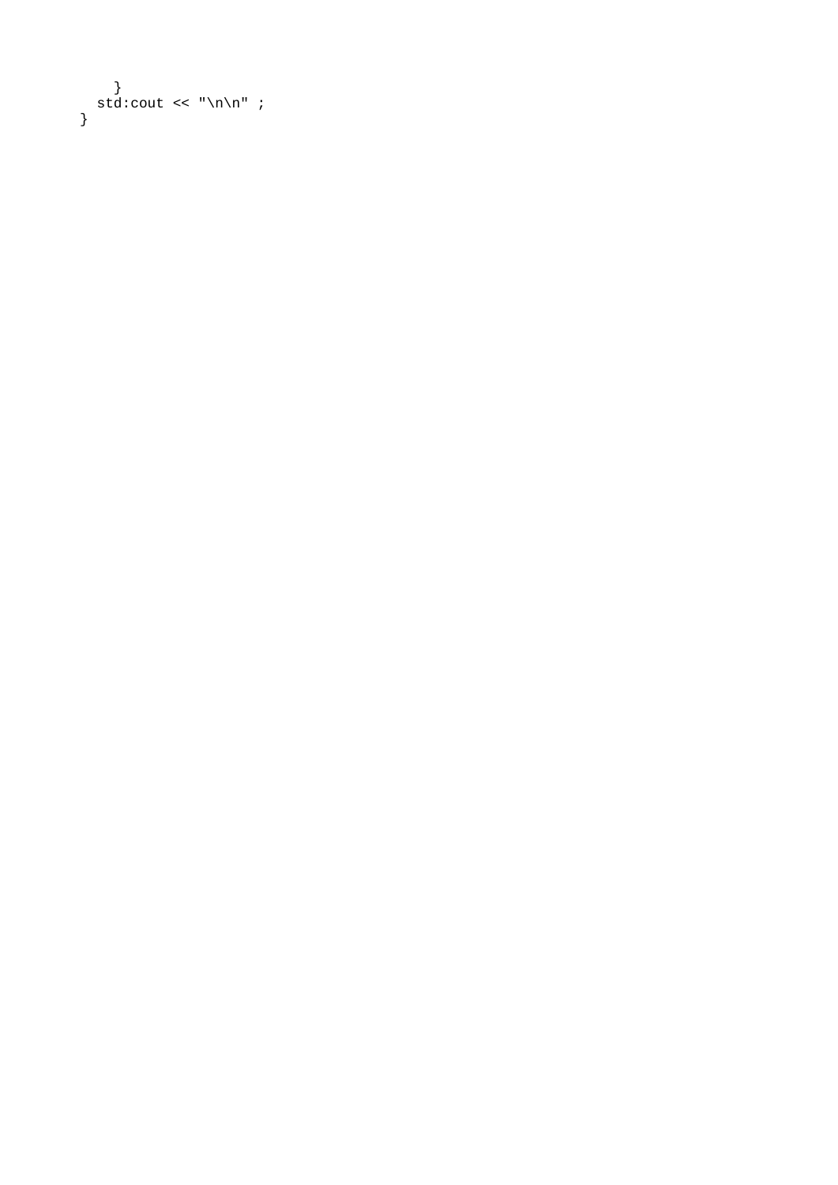```
    }
  std:cout << "\n\n" ;
}
```